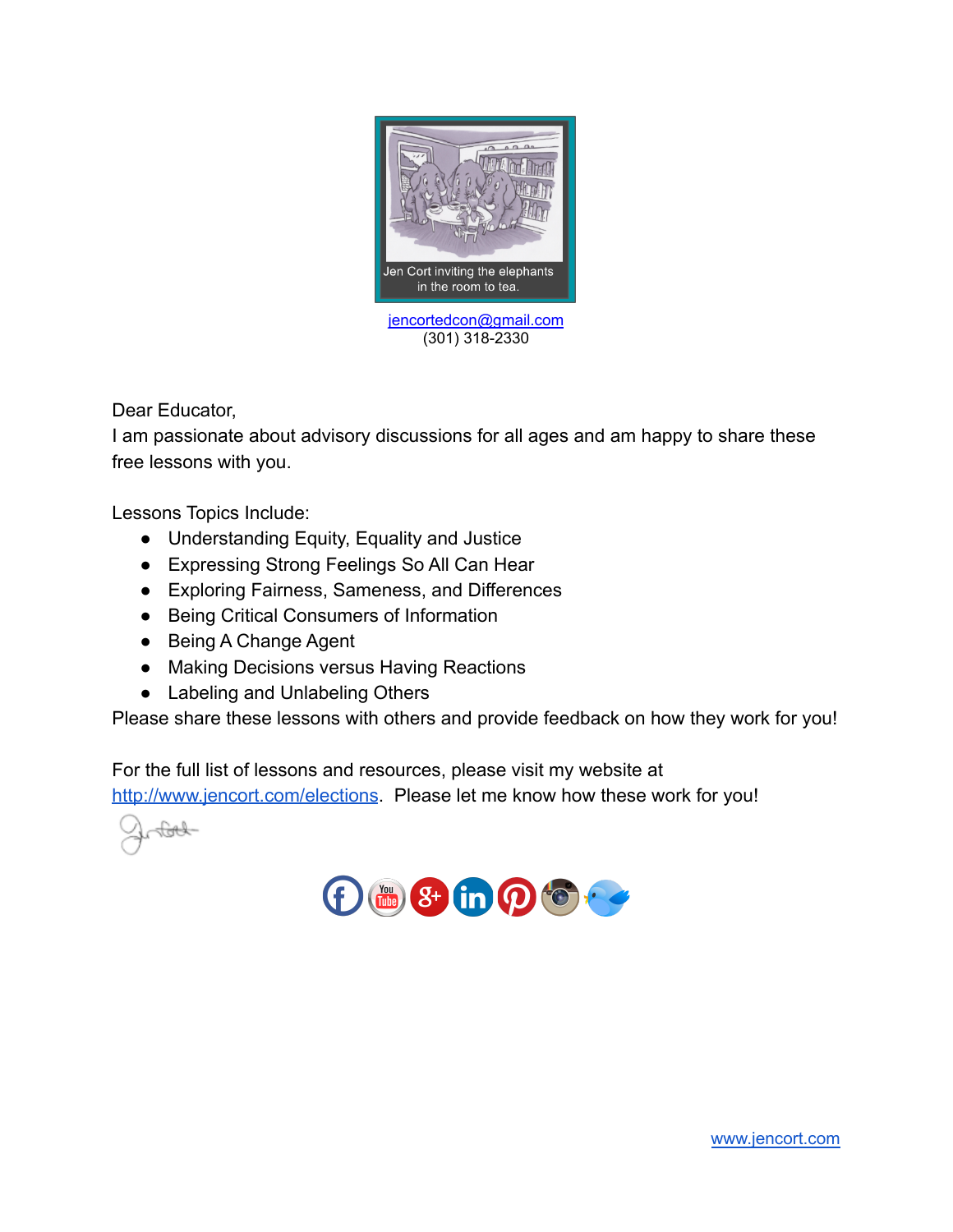Jen Cort inviting the elephants in the room to tea.

jencortedcon@gmail.com
(301) 318-2330

Dear Educator,
I am passionate about advisory discussions for all ages and am happy to share these free lessons with you.

Lessons Topics Include:

- Understanding Equity, Equality and Justice
- Expressing Strong Feelings So All Can Hear
- Exploring Fairness, Sameness, and Differences
- Being Critical Consumers of Information
- Being A Change Agent
- Making Decisions versus Having Reactions
- Labeling and Unlabeling Others

Please share these lessons with others and provide feedback on how they work for you!

For the full list of lessons and resources, please visit my website at http://www.jencort.com/elections. Please let me know how these work for you!

www.jencort.com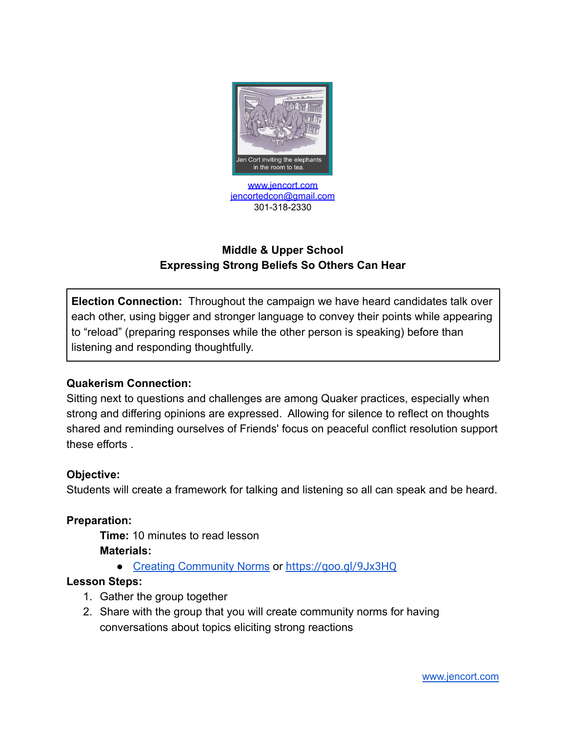Jen Cort inviting the elephants in the room to tea.

[www.jencort.com](http://www.jencort.com)
[jencortedcon@gmail.com](mailto:jencortedcon@gmail.com)
301-318-2330

## Middle & Upper School
## Expressing Strong Beliefs So Others Can Hear

**Election Connection:** Throughout the campaign we have heard candidates talk over each other, using bigger and stronger language to convey their points while appearing to "reload" (preparing responses while the other person is speaking) before than listening and responding thoughtfully.

**Quakerism Connection:**
Sitting next to questions and challenges are among Quaker practices, especially when strong and differing opinions are expressed. Allowing for silence to reflect on thoughts shared and reminding ourselves of Friends' focus on peaceful conflict resolution support these efforts .

**Objective:**
Students will create a framework for talking and listening so all can speak and be heard.

**Preparation:**

**Time:** 10 minutes to read lesson

**Materials:**

- Creating Community Norms or https://goo.gl/9Jx3HQ

**Lesson Steps:**

1. Gather the group together
2. Share with the group that you will create community norms for having conversations about topics eliciting strong reactions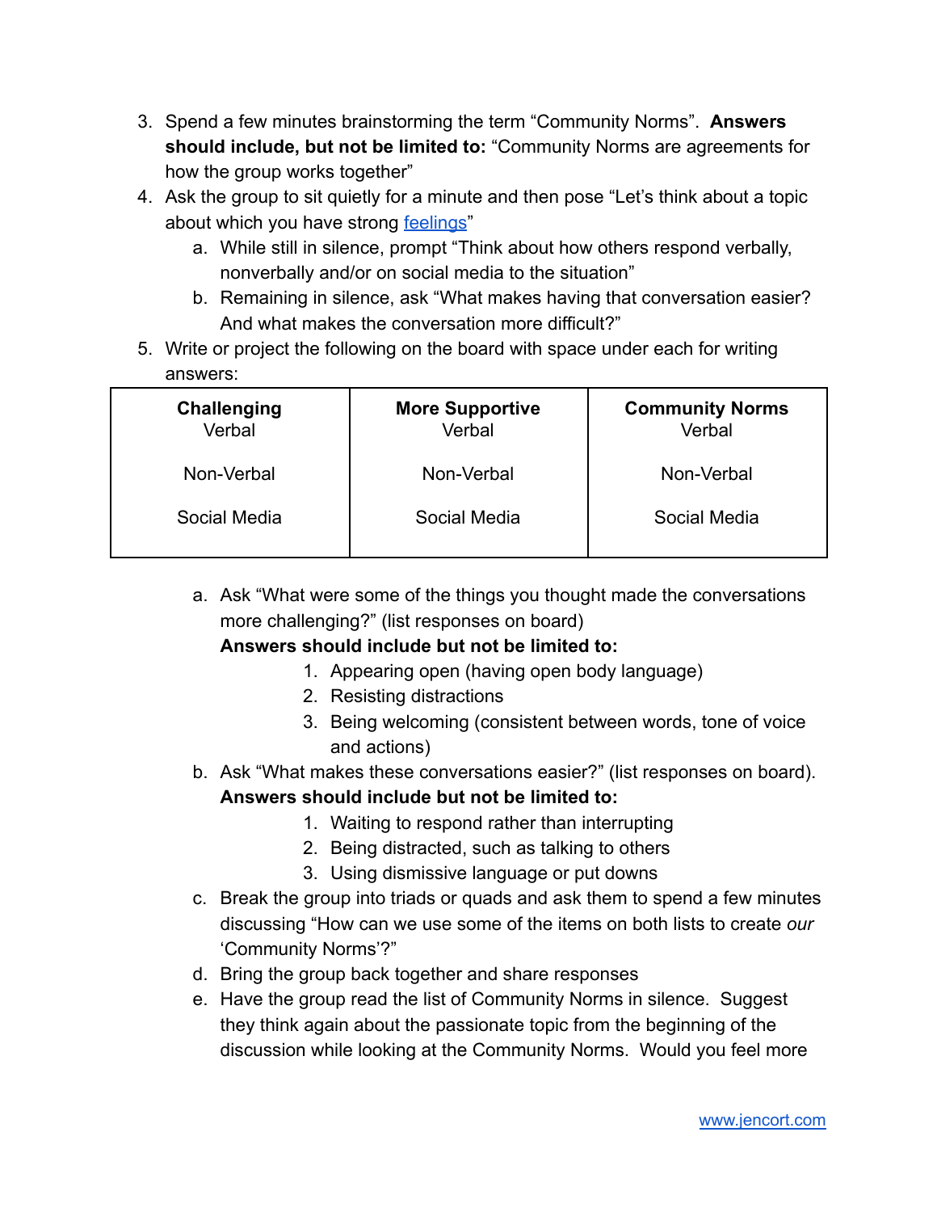3. Spend a few minutes brainstorming the term "Community Norms". **Answers should include, but not be limited to:** "Community Norms are agreements for how the group works together"
4. Ask the group to sit quietly for a minute and then pose "Let's think about a topic about which you have strong [feelings](feelings)"
   a. While still in silence, prompt "Think about how others respond verbally, nonverbally and/or on social media to the situation"
   b. Remaining in silence, ask "What makes having that conversation easier? And what makes the conversation more difficult?"
5. Write or project the following on the board with space under each for writing answers:

| **Challenging**<br>Verbal<br><br>Non-Verbal<br><br>Social Media | **More Supportive**<br>Verbal<br><br>Non-Verbal<br><br>Social Media | **Community Norms**<br>Verbal<br><br>Non-Verbal<br><br>Social Media |
|---|---|---|

   a. Ask "What were some of the things you thought made the conversations more challenging?" (list responses on board)
   **Answers should include but not be limited to:**
      1. Appearing open (having open body language)
      2. Resisting distractions
      3. Being welcoming (consistent between words, tone of voice and actions)
   b. Ask "What makes these conversations easier?" (list responses on board).
   **Answers should include but not be limited to:**
      1. Waiting to respond rather than interrupting
      2. Being distracted, such as talking to others
      3. Using dismissive language or put downs
   c. Break the group into triads or quads and ask them to spend a few minutes discussing "How can we use some of the items on both lists to create *our* 'Community Norms'?"
   d. Bring the group back together and share responses
   e. Have the group read the list of Community Norms in silence. Suggest they think again about the passionate topic from the beginning of the discussion while looking at the Community Norms. Would you feel more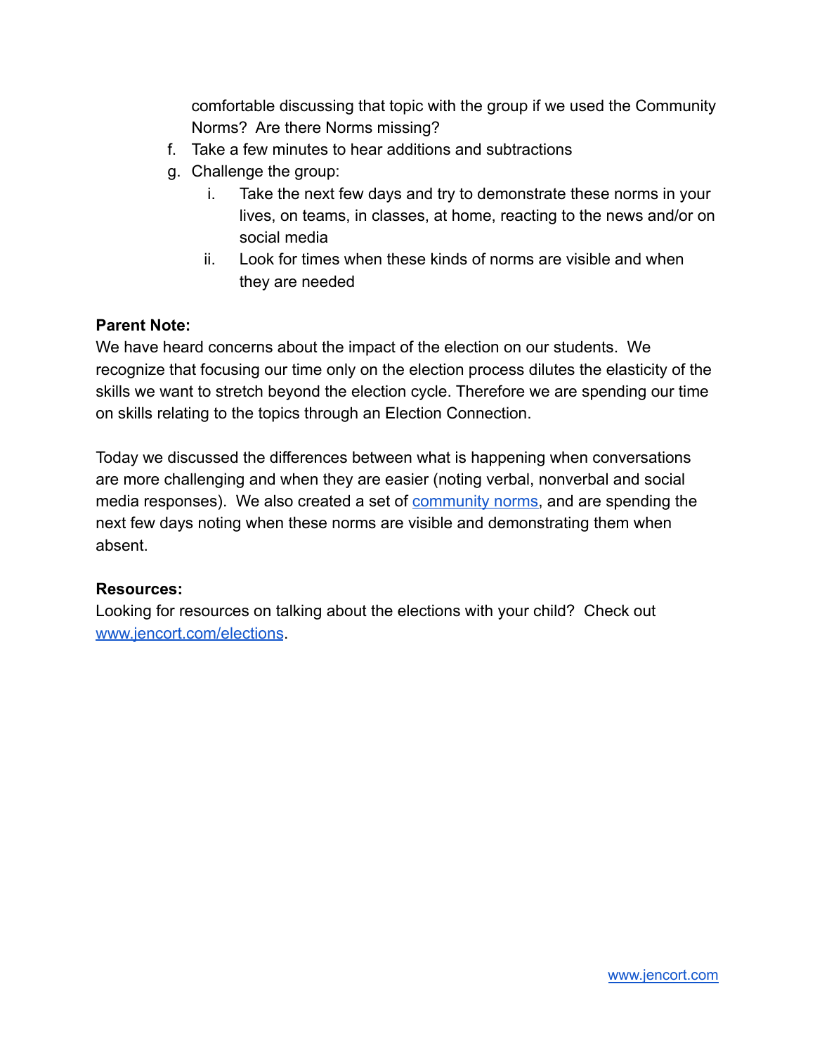comfortable discussing that topic with the group if we used the Community Norms? Are there Norms missing?

f. Take a few minutes to hear additions and subtractions
g. Challenge the group:
    i. Take the next few days and try to demonstrate these norms in your lives, on teams, in classes, at home, reacting to the news and/or on social media
    ii. Look for times when these kinds of norms are visible and when they are needed

**Parent Note:**
We have heard concerns about the impact of the election on our students. We recognize that focusing our time only on the election process dilutes the elasticity of the skills we want to stretch beyond the election cycle. Therefore we are spending our time on skills relating to the topics through an Election Connection.

Today we discussed the differences between what is happening when conversations are more challenging and when they are easier (noting verbal, nonverbal and social media responses). We also created a set of [community norms](), and are spending the next few days noting when these norms are visible and demonstrating them when absent.

**Resources:**
Looking for resources on talking about the elections with your child? Check out [www.jencort.com/elections](www.jencort.com/elections).